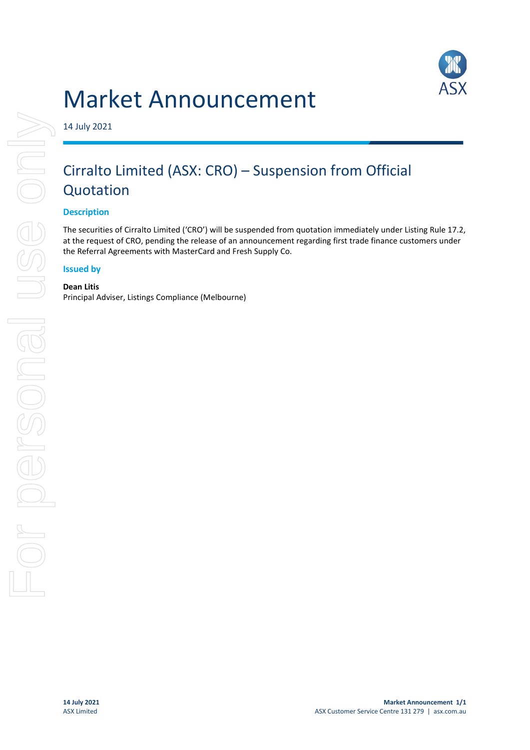# Market Announcement

14 July 2021

## Cirralto Limited (ASX: CRO) – Suspension from Official Quotation

### Description

The securities of Cirralto Limited ('CRO') will be suspended from quotation immediately under Listing Rule 17.2, at the request of CRO, pending the release of an announcement regarding first trade finance customers under the Referral Agreements with MasterCard and Fresh Supply Co.

### Issued by

**Dean Litis**
Principal Adviser, Listings Compliance (Melbourne)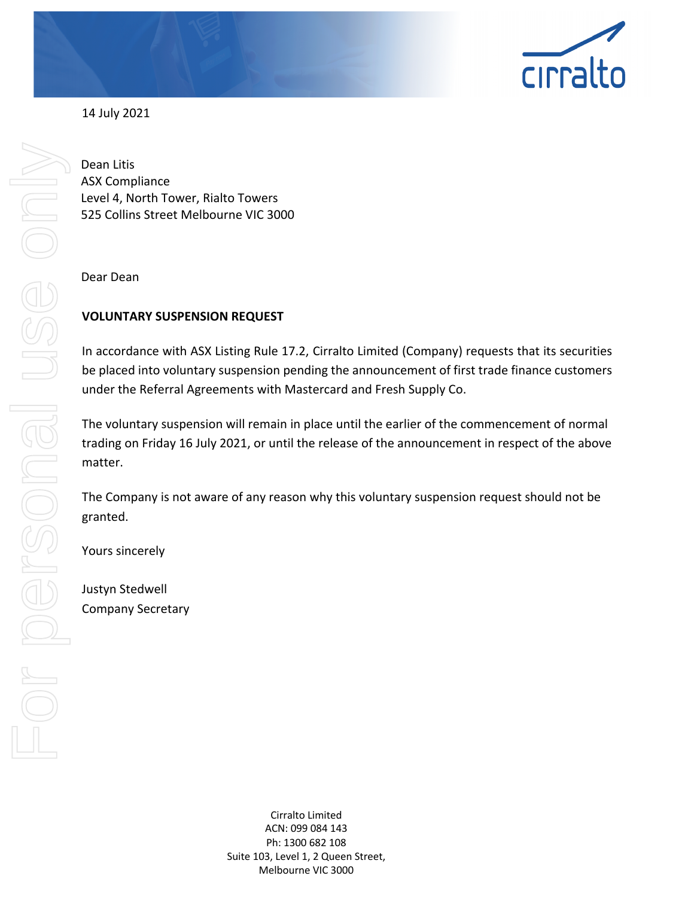14 July 2021

Dean Litis
ASX Compliance
Level 4, North Tower, Rialto Towers
525 Collins Street Melbourne VIC 3000

Dear Dean

**VOLUNTARY SUSPENSION REQUEST**

In accordance with ASX Listing Rule 17.2, Cirralto Limited (Company) requests that its securities be placed into voluntary suspension pending the announcement of first trade finance customers under the Referral Agreements with Mastercard and Fresh Supply Co.

The voluntary suspension will remain in place until the earlier of the commencement of normal trading on Friday 16 July 2021, or until the release of the announcement in respect of the above matter.

The Company is not aware of any reason why this voluntary suspension request should not be granted.

Yours sincerely

Justyn Stedwell
Company Secretary

Cirralto Limited
ACN: 099 084 143
Ph: 1300 682 108
Suite 103, Level 1, 2 Queen Street,
Melbourne VIC 3000